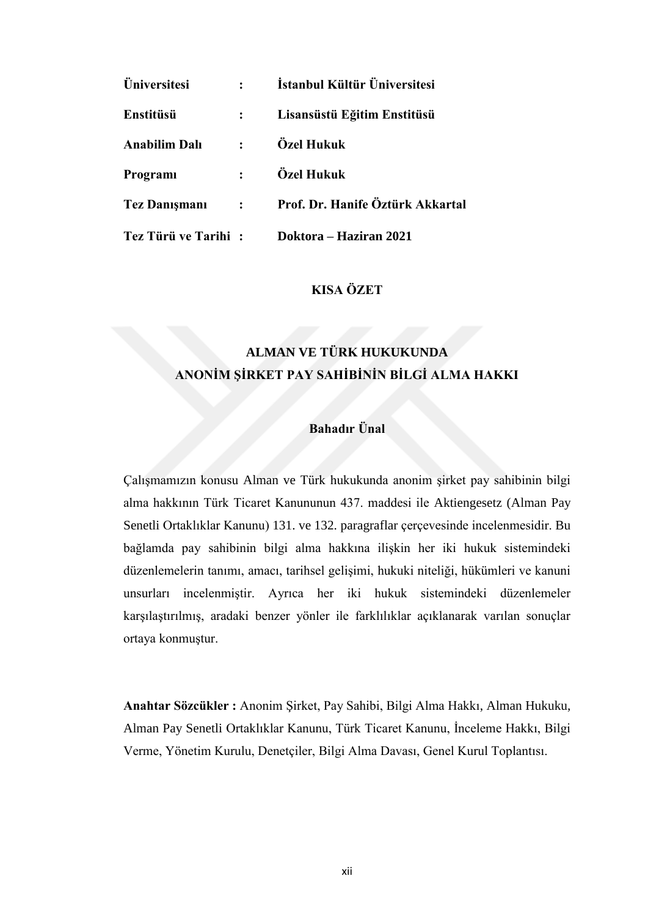| | | |
|---|---|---|
| **Üniversitesi** | **:** | **İstanbul Kültür Üniversitesi** |
| **Enstitüsü** | **:** | **Lisansüstü Eğitim Enstitüsü** |
| **Anabilim Dalı** | **:** | **Özel Hukuk** |
| **Programı** | **:** | **Özel Hukuk** |
| **Tez Danışmanı** | **:** | **Prof. Dr. Hanife Öztürk Akkartal** |
| **Tez Türü ve Tarihi** | **:** | **Doktora – Haziran 2021** |

## KISA ÖZET

## ALMAN VE TÜRK HUKUKUNDA ANONİM ŞİRKET PAY SAHİBİNİN BİLGİ ALMA HAKKI

**Bahadır Ünal**

Çalışmamızın konusu Alman ve Türk hukukunda anonim şirket pay sahibinin bilgi alma hakkının Türk Ticaret Kanununun 437. maddesi ile Aktiengesetz (Alman Pay Senetli Ortaklıklar Kanunu) 131. ve 132. paragraflar çerçevesinde incelenmesidir. Bu bağlamda pay sahibinin bilgi alma hakkına ilişkin her iki hukuk sistemindeki düzenlemelerin tanımı, amacı, tarihsel gelişimi, hukuki niteliği, hükümleri ve kanuni unsurları incelenmiştir. Ayrıca her iki hukuk sistemindeki düzenlemeler karşılaştırılmış, aradaki benzer yönler ile farklılıklar açıklanarak varılan sonuçlar ortaya konmuştur.

**Anahtar Sözcükler :** Anonim Şirket, Pay Sahibi, Bilgi Alma Hakkı, Alman Hukuku, Alman Pay Senetli Ortaklıklar Kanunu, Türk Ticaret Kanunu, İnceleme Hakkı, Bilgi Verme, Yönetim Kurulu, Denetçiler, Bilgi Alma Davası, Genel Kurul Toplantısı.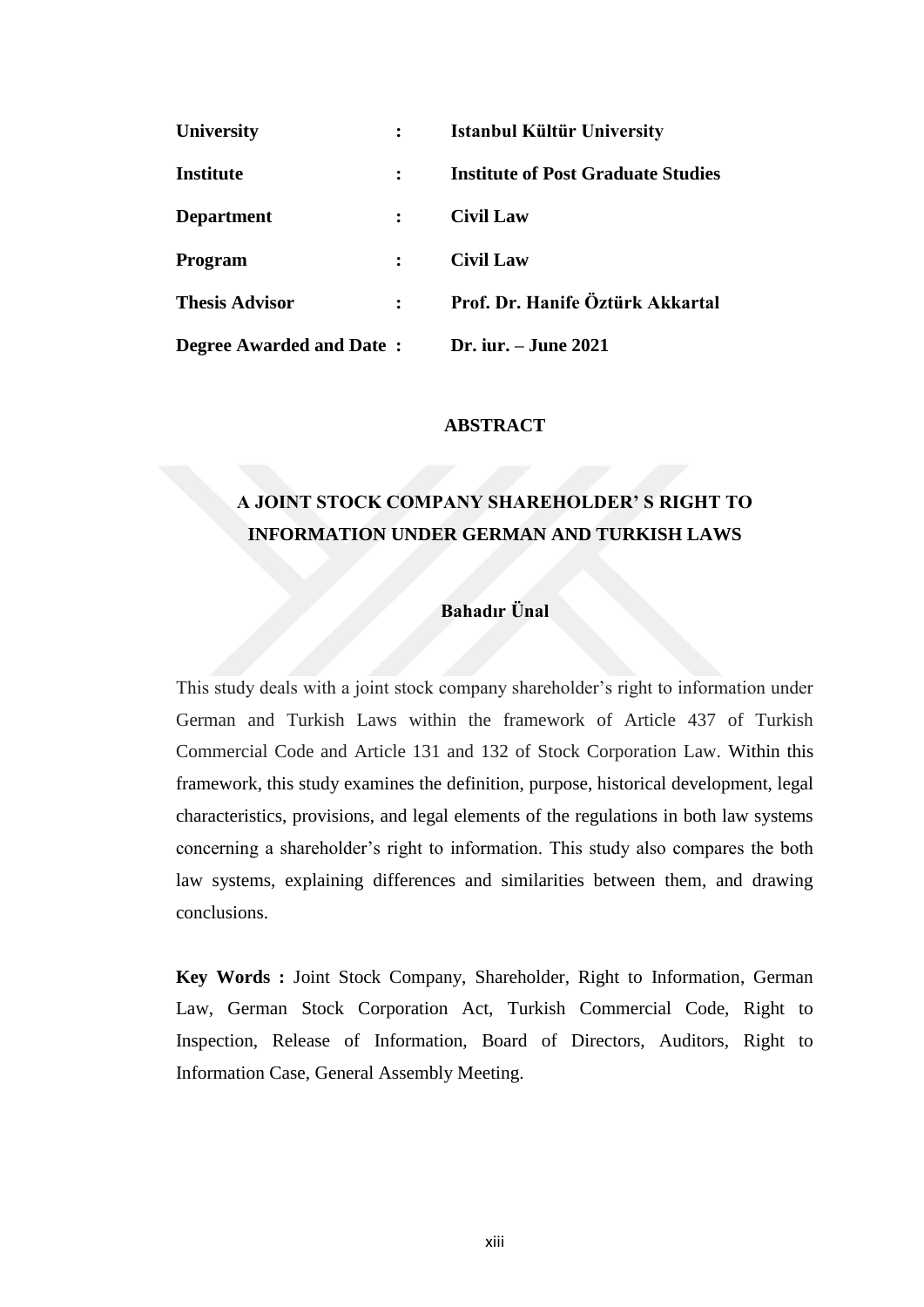| | | |
|---|---|---|
| **University** | **:** | **Istanbul Kültür University** |
| **Institute** | **:** | **Institute of Post Graduate Studies** |
| **Department** | **:** | **Civil Law** |
| **Program** | **:** | **Civil Law** |
| **Thesis Advisor** | **:** | **Prof. Dr. Hanife Öztürk Akkartal** |
| **Degree Awarded and Date** | **:** | **Dr. iur. – June 2021** |

## ABSTRACT

# A JOINT STOCK COMPANY SHAREHOLDER' S RIGHT TO INFORMATION UNDER GERMAN AND TURKISH LAWS

**Bahadır Ünal**

This study deals with a joint stock company shareholder's right to information under German and Turkish Laws within the framework of Article 437 of Turkish Commercial Code and Article 131 and 132 of Stock Corporation Law. Within this framework, this study examines the definition, purpose, historical development, legal characteristics, provisions, and legal elements of the regulations in both law systems concerning a shareholder's right to information. This study also compares the both law systems, explaining differences and similarities between them, and drawing conclusions.

**Key Words :** Joint Stock Company, Shareholder, Right to Information, German Law, German Stock Corporation Act, Turkish Commercial Code, Right to Inspection, Release of Information, Board of Directors, Auditors, Right to Information Case, General Assembly Meeting.